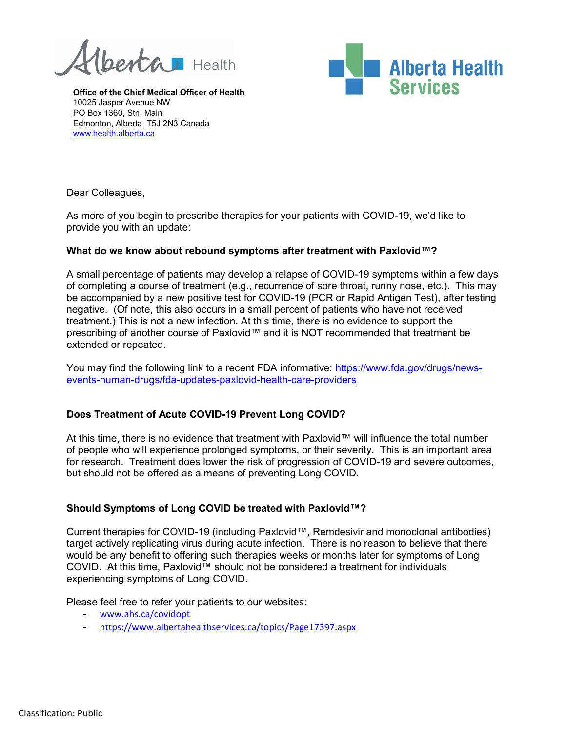Alberta Health

**Office of the Chief Medical Officer of Health**
10025 Jasper Avenue NW
PO Box 1360, Stn. Main
Edmonton, Alberta T5J 2N3 Canada
www.health.alberta.ca

Alberta Health Services

Dear Colleagues,

As more of you begin to prescribe therapies for your patients with COVID-19, we'd like to provide you with an update:

**What do we know about rebound symptoms after treatment with Paxlovid™?**

A small percentage of patients may develop a relapse of COVID-19 symptoms within a few days of completing a course of treatment (e.g., recurrence of sore throat, runny nose, etc.). This may be accompanied by a new positive test for COVID-19 (PCR or Rapid Antigen Test), after testing negative. (Of note, this also occurs in a small percent of patients who have not received treatment.) This is not a new infection. At this time, there is no evidence to support the prescribing of another course of Paxlovid™ and it is NOT recommended that treatment be extended or repeated.

You may find the following link to a recent FDA informative: https://www.fda.gov/drugs/news-events-human-drugs/fda-updates-paxlovid-health-care-providers

**Does Treatment of Acute COVID-19 Prevent Long COVID?**

At this time, there is no evidence that treatment with Paxlovid™ will influence the total number of people who will experience prolonged symptoms, or their severity. This is an important area for research. Treatment does lower the risk of progression of COVID-19 and severe outcomes, but should not be offered as a means of preventing Long COVID.

**Should Symptoms of Long COVID be treated with Paxlovid™?**

Current therapies for COVID-19 (including Paxlovid™, Remdesivir and monoclonal antibodies) target actively replicating virus during acute infection. There is no reason to believe that there would be any benefit to offering such therapies weeks or months later for symptoms of Long COVID. At this time, Paxlovid™ should not be considered a treatment for individuals experiencing symptoms of Long COVID.

Please feel free to refer your patients to our websites:

- www.ahs.ca/covidopt
- https://www.albertahealthservices.ca/topics/Page17397.aspx

Classification: Public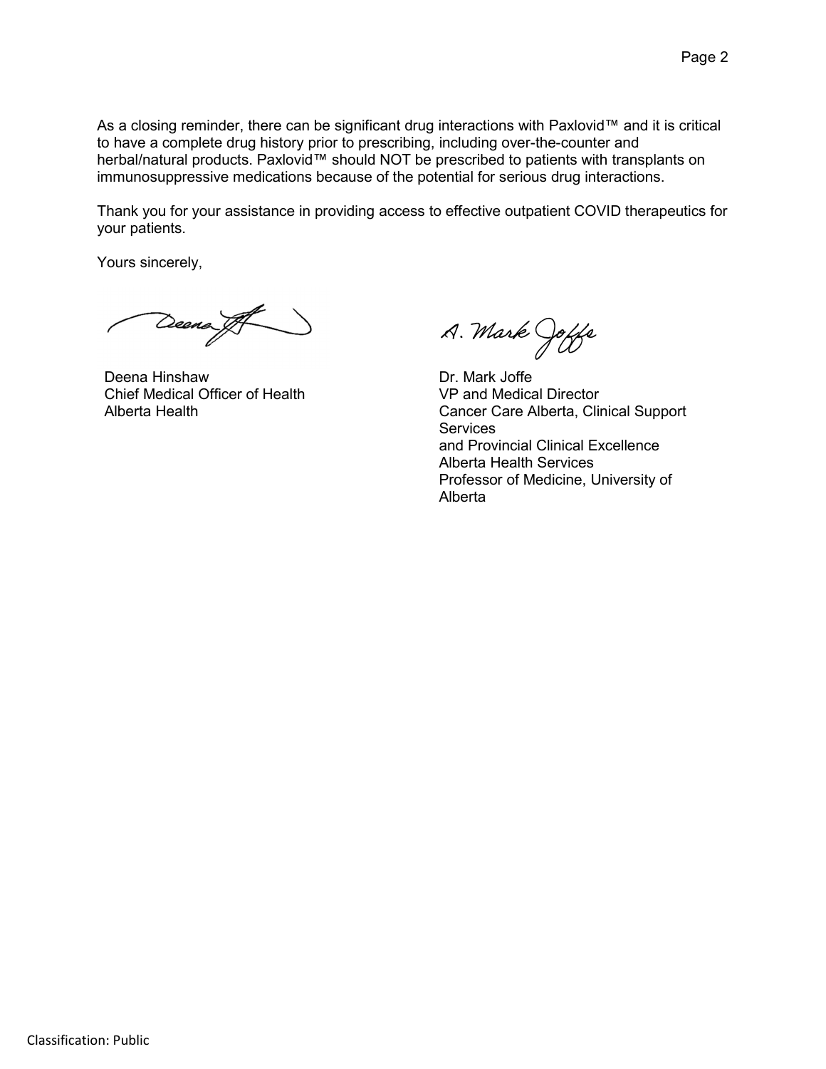As a closing reminder, there can be significant drug interactions with Paxlovid™ and it is critical to have a complete drug history prior to prescribing, including over-the-counter and herbal/natural products. Paxlovid™ should NOT be prescribed to patients with transplants on immunosuppressive medications because of the potential for serious drug interactions.

Thank you for your assistance in providing access to effective outpatient COVID therapeutics for your patients.

Yours sincerely,

Deena Hinshaw
Chief Medical Officer of Health
Alberta Health

Dr. Mark Joffe
VP and Medical Director
Cancer Care Alberta, Clinical Support Services
and Provincial Clinical Excellence
Alberta Health Services
Professor of Medicine, University of Alberta

Classification: Public